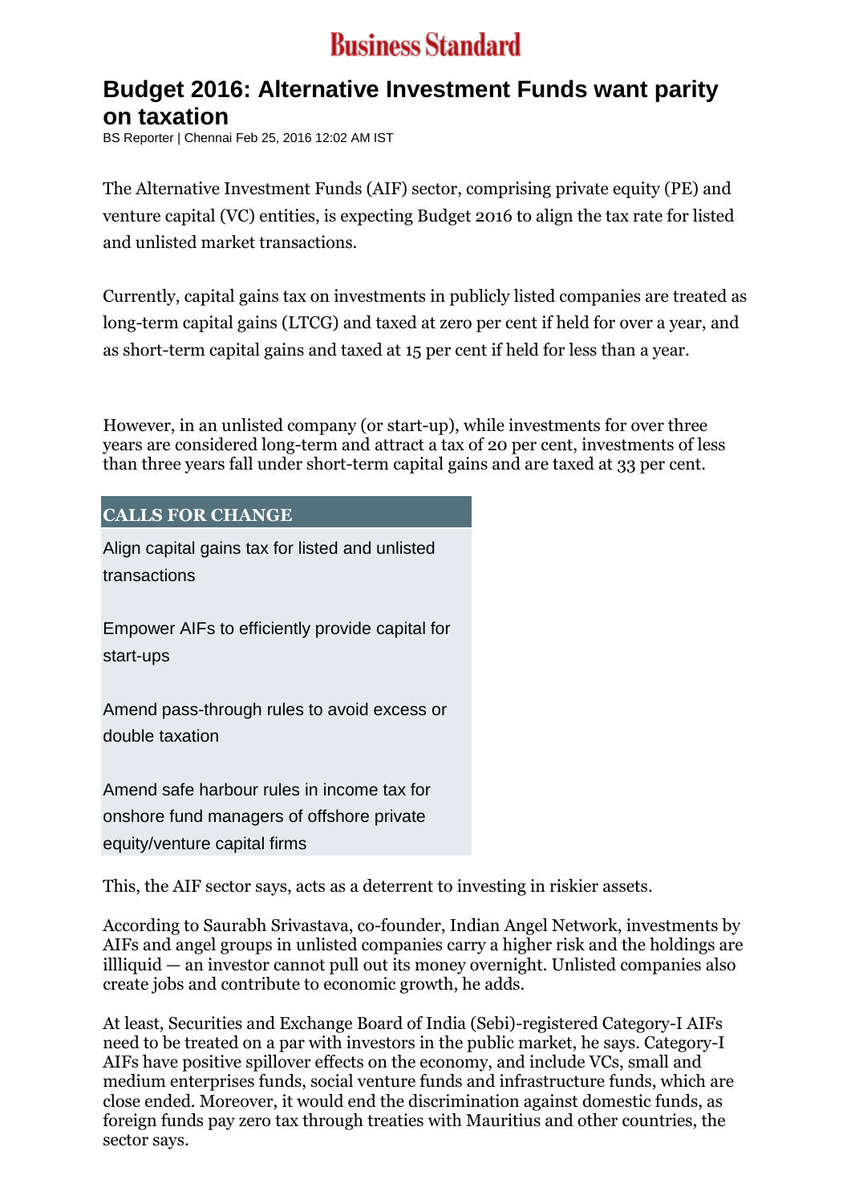# Business Standard

## Budget 2016: Alternative Investment Funds want parity on taxation

BS Reporter | Chennai Feb 25, 2016 12:02 AM IST

The Alternative Investment Funds (AIF) sector, comprising private equity (PE) and venture capital (VC) entities, is expecting Budget 2016 to align the tax rate for listed and unlisted market transactions.

Currently, capital gains tax on investments in publicly listed companies are treated as long-term capital gains (LTCG) and taxed at zero per cent if held for over a year, and as short-term capital gains and taxed at 15 per cent if held for less than a year.

However, in an unlisted company (or start-up), while investments for over three years are considered long-term and attract a tax of 20 per cent, investments of less than three years fall under short-term capital gains and are taxed at 33 per cent.

**CALLS FOR CHANGE**

Align capital gains tax for listed and unlisted transactions

Empower AIFs to efficiently provide capital for start-ups

Amend pass-through rules to avoid excess or double taxation

Amend safe harbour rules in income tax for onshore fund managers of offshore private equity/venture capital firms

This, the AIF sector says, acts as a deterrent to investing in riskier assets.

According to Saurabh Srivastava, co-founder, Indian Angel Network, investments by AIFs and angel groups in unlisted companies carry a higher risk and the holdings are illliquid — an investor cannot pull out its money overnight. Unlisted companies also create jobs and contribute to economic growth, he adds.

At least, Securities and Exchange Board of India (Sebi)-registered Category-I AIFs need to be treated on a par with investors in the public market, he says. Category-I AIFs have positive spillover effects on the economy, and include VCs, small and medium enterprises funds, social venture funds and infrastructure funds, which are close ended. Moreover, it would end the discrimination against domestic funds, as foreign funds pay zero tax through treaties with Mauritius and other countries, the sector says.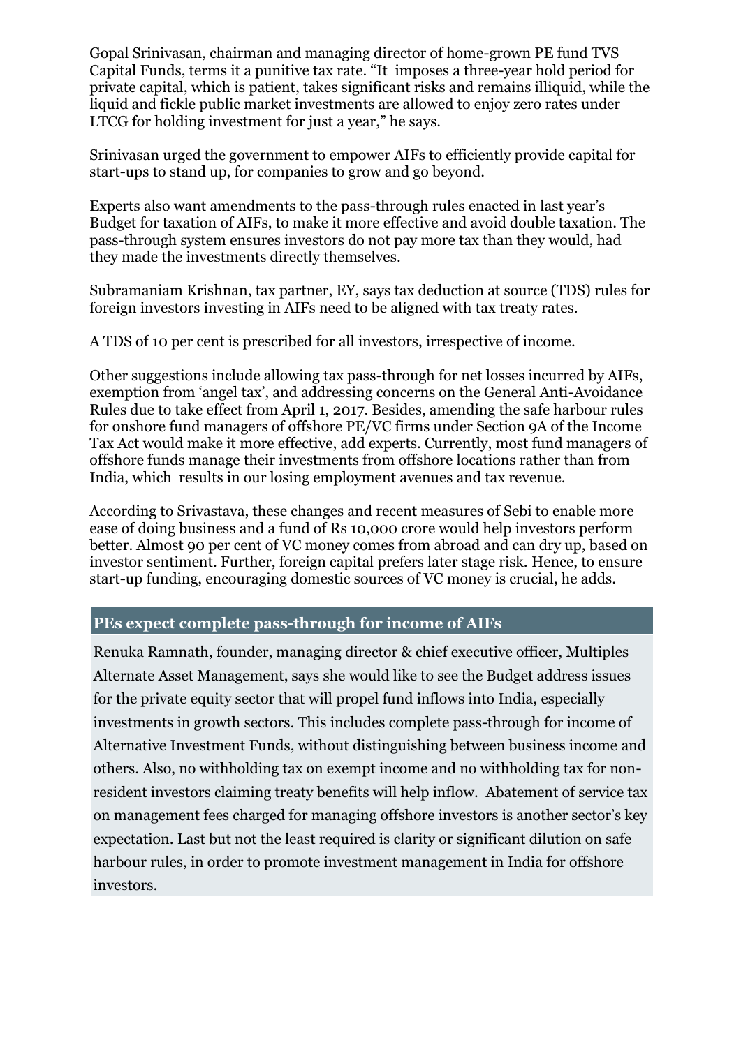Gopal Srinivasan, chairman and managing director of home-grown PE fund TVS Capital Funds, terms it a punitive tax rate. "It imposes a three-year hold period for private capital, which is patient, takes significant risks and remains illiquid, while the liquid and fickle public market investments are allowed to enjoy zero rates under LTCG for holding investment for just a year," he says.

Srinivasan urged the government to empower AIFs to efficiently provide capital for start-ups to stand up, for companies to grow and go beyond.

Experts also want amendments to the pass-through rules enacted in last year's Budget for taxation of AIFs, to make it more effective and avoid double taxation. The pass-through system ensures investors do not pay more tax than they would, had they made the investments directly themselves.

Subramaniam Krishnan, tax partner, EY, says tax deduction at source (TDS) rules for foreign investors investing in AIFs need to be aligned with tax treaty rates.

A TDS of 10 per cent is prescribed for all investors, irrespective of income.

Other suggestions include allowing tax pass-through for net losses incurred by AIFs, exemption from 'angel tax', and addressing concerns on the General Anti-Avoidance Rules due to take effect from April 1, 2017. Besides, amending the safe harbour rules for onshore fund managers of offshore PE/VC firms under Section 9A of the Income Tax Act would make it more effective, add experts. Currently, most fund managers of offshore funds manage their investments from offshore locations rather than from India, which results in our losing employment avenues and tax revenue.

According to Srivastava, these changes and recent measures of Sebi to enable more ease of doing business and a fund of Rs 10,000 crore would help investors perform better. Almost 90 per cent of VC money comes from abroad and can dry up, based on investor sentiment. Further, foreign capital prefers later stage risk. Hence, to ensure start-up funding, encouraging domestic sources of VC money is crucial, he adds.

### PEs expect complete pass-through for income of AIFs

Renuka Ramnath, founder, managing director & chief executive officer, Multiples Alternate Asset Management, says she would like to see the Budget address issues for the private equity sector that will propel fund inflows into India, especially investments in growth sectors. This includes complete pass-through for income of Alternative Investment Funds, without distinguishing between business income and others. Also, no withholding tax on exempt income and no withholding tax for non-resident investors claiming treaty benefits will help inflow. Abatement of service tax on management fees charged for managing offshore investors is another sector's key expectation. Last but not the least required is clarity or significant dilution on safe harbour rules, in order to promote investment management in India for offshore investors.